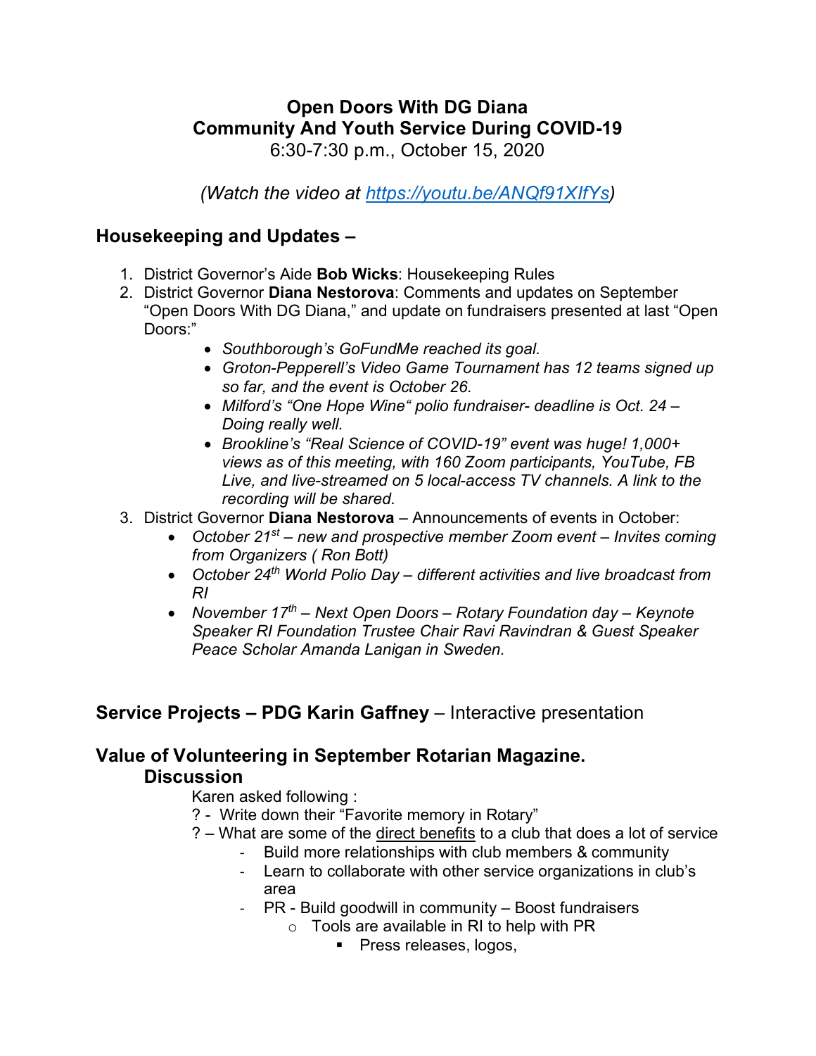# Open Doors With DG Diana
# Community And Youth Service During COVID-19

6:30-7:30 p.m., October 15, 2020

*(Watch the video at https://youtu.be/ANQf91XIfYs)*

## Housekeeping and Updates –

1. District Governor's Aide **Bob Wicks**: Housekeeping Rules
2. District Governor **Diana Nestorova**: Comments and updates on September "Open Doors With DG Diana," and update on fundraisers presented at last "Open Doors:"
    - *Southborough's GoFundMe reached its goal.*
    - *Groton-Pepperell's Video Game Tournament has 12 teams signed up so far, and the event is October 26.*
    - *Milford's "One Hope Wine" polio fundraiser- deadline is Oct. 24 – Doing really well.*
    - *Brookline's "Real Science of COVID-19" event was huge! 1,000+ views as of this meeting, with 160 Zoom participants, YouTube, FB Live, and live-streamed on 5 local-access TV channels. A link to the recording will be shared.*
3. District Governor **Diana Nestorova** – Announcements of events in October:
    - *October 21st – new and prospective member Zoom event – Invites coming from Organizers ( Ron Bott)*
    - *October 24th World Polio Day – different activities and live broadcast from RI*
    - *November 17th – Next Open Doors – Rotary Foundation day – Keynote Speaker RI Foundation Trustee Chair Ravi Ravindran & Guest Speaker Peace Scholar Amanda Lanigan in Sweden.*

## Service Projects – PDG Karin Gaffney – Interactive presentation

## Value of Volunteering in September Rotarian Magazine.

### Discussion

Karen asked following :

? - Write down their "Favorite memory in Rotary"

? – What are some of the direct benefits to a club that does a lot of service

- Build more relationships with club members & community
- Learn to collaborate with other service organizations in club's area
- PR - Build goodwill in community – Boost fundraisers
    - Tools are available in RI to help with PR
        - Press releases, logos,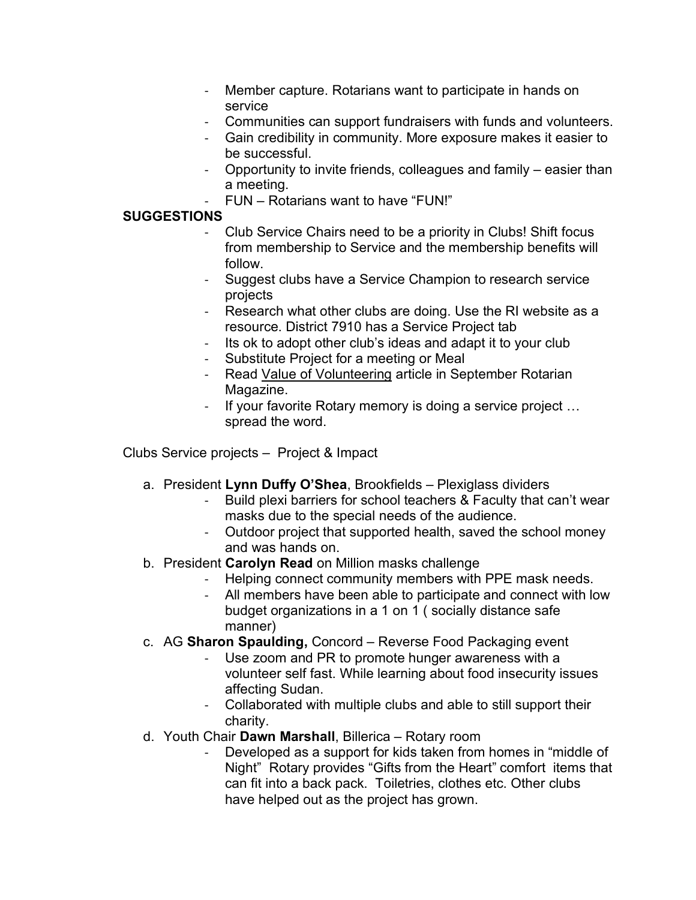- Member capture. Rotarians want to participate in hands on service
- Communities can support fundraisers with funds and volunteers.
- Gain credibility in community. More exposure makes it easier to be successful.
- Opportunity to invite friends, colleagues and family – easier than a meeting.
- FUN – Rotarians want to have "FUN!"

**SUGGESTIONS**

- Club Service Chairs need to be a priority in Clubs! Shift focus from membership to Service and the membership benefits will follow.
- Suggest clubs have a Service Champion to research service projects
- Research what other clubs are doing. Use the RI website as a resource. District 7910 has a Service Project tab
- Its ok to adopt other club's ideas and adapt it to your club
- Substitute Project for a meeting or Meal
- Read <u>Value of Volunteering</u> article in September Rotarian Magazine.
- If your favorite Rotary memory is doing a service project … spread the word.

Clubs Service projects – Project & Impact

a. President **Lynn Duffy O'Shea**, Brookfields – Plexiglass dividers
    - Build plexi barriers for school teachers & Faculty that can't wear masks due to the special needs of the audience.
    - Outdoor project that supported health, saved the school money and was hands on.
b. President **Carolyn Read** on Million masks challenge
    - Helping connect community members with PPE mask needs.
    - All members have been able to participate and connect with low budget organizations in a 1 on 1 ( socially distance safe manner)
c. AG **Sharon Spaulding,** Concord – Reverse Food Packaging event
    - Use zoom and PR to promote hunger awareness with a volunteer self fast. While learning about food insecurity issues affecting Sudan.
    - Collaborated with multiple clubs and able to still support their charity.
d. Youth Chair **Dawn Marshall**, Billerica – Rotary room
    - Developed as a support for kids taken from homes in "middle of Night" Rotary provides "Gifts from the Heart" comfort items that can fit into a back pack. Toiletries, clothes etc. Other clubs have helped out as the project has grown.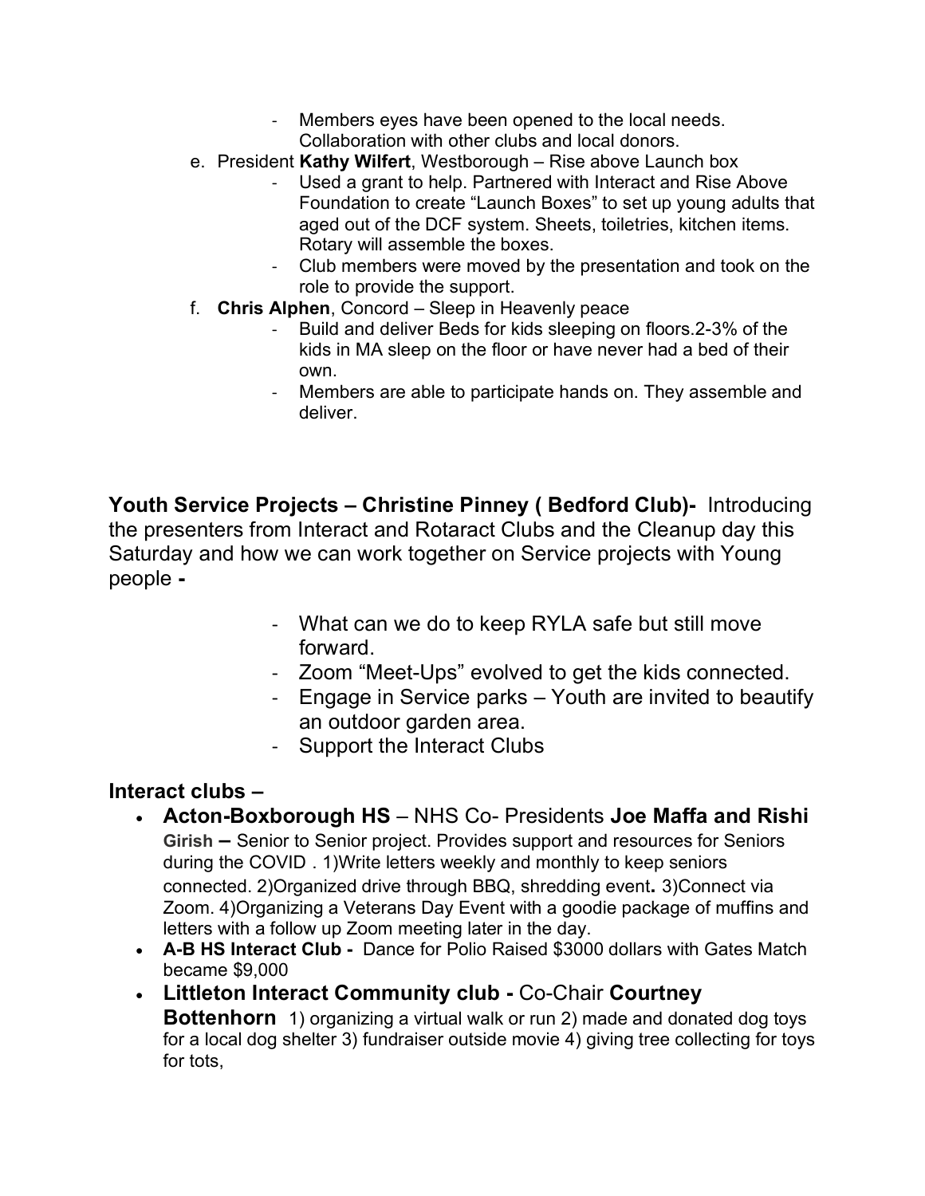- Members eyes have been opened to the local needs. Collaboration with other clubs and local donors.

e. President **Kathy Wilfert**, Westborough – Rise above Launch box
   - Used a grant to help. Partnered with Interact and Rise Above Foundation to create "Launch Boxes" to set up young adults that aged out of the DCF system. Sheets, toiletries, kitchen items. Rotary will assemble the boxes.
   - Club members were moved by the presentation and took on the role to provide the support.

f. **Chris Alphen**, Concord – Sleep in Heavenly peace
   - Build and deliver Beds for kids sleeping on floors.2-3% of the kids in MA sleep on the floor or have never had a bed of their own.
   - Members are able to participate hands on. They assemble and deliver.

**Youth Service Projects – Christine Pinney ( Bedford Club)-** Introducing the presenters from Interact and Rotaract Clubs and the Cleanup day this Saturday and how we can work together on Service projects with Young people **-**

- What can we do to keep RYLA safe but still move forward.
- Zoom "Meet-Ups" evolved to get the kids connected.
- Engage in Service parks – Youth are invited to beautify an outdoor garden area.
- Support the Interact Clubs

**Interact clubs –**

- **Acton-Boxborough HS** – NHS Co- Presidents **Joe Maffa and Rishi Girish –** Senior to Senior project. Provides support and resources for Seniors during the COVID . 1)Write letters weekly and monthly to keep seniors connected. 2)Organized drive through BBQ, shredding event**.** 3)Connect via Zoom. 4)Organizing a Veterans Day Event with a goodie package of muffins and letters with a follow up Zoom meeting later in the day.
- **A-B HS Interact Club -** Dance for Polio Raised $3000 dollars with Gates Match became $9,000
- **Littleton Interact Community club -** Co-Chair **Courtney Bottenhorn** 1) organizing a virtual walk or run 2) made and donated dog toys for a local dog shelter 3) fundraiser outside movie 4) giving tree collecting for toys for tots,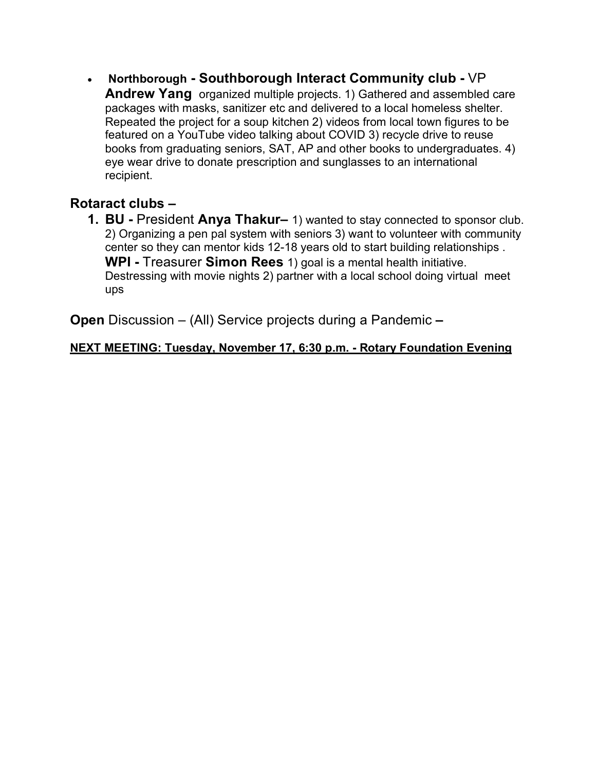- **Northborough - Southborough Interact Community club -** VP **Andrew Yang** organized multiple projects. 1) Gathered and assembled care packages with masks, sanitizer etc and delivered to a local homeless shelter. Repeated the project for a soup kitchen 2) videos from local town figures to be featured on a YouTube video talking about COVID 3) recycle drive to reuse books from graduating seniors, SAT, AP and other books to undergraduates. 4) eye wear drive to donate prescription and sunglasses to an international recipient.

## Rotaract clubs –

1. **BU -** President **Anya Thakur–** 1) wanted to stay connected to sponsor club. 2) Organizing a pen pal system with seniors 3) want to volunteer with community center so they can mentor kids 12-18 years old to start building relationships .
   **WPI -** Treasurer **Simon Rees** 1) goal is a mental health initiative. Destressing with movie nights 2) partner with a local school doing virtual meet ups

**Open** Discussion – (All) Service projects during a Pandemic **–**

**NEXT MEETING: Tuesday, November 17, 6:30 p.m. - Rotary Foundation Evening**